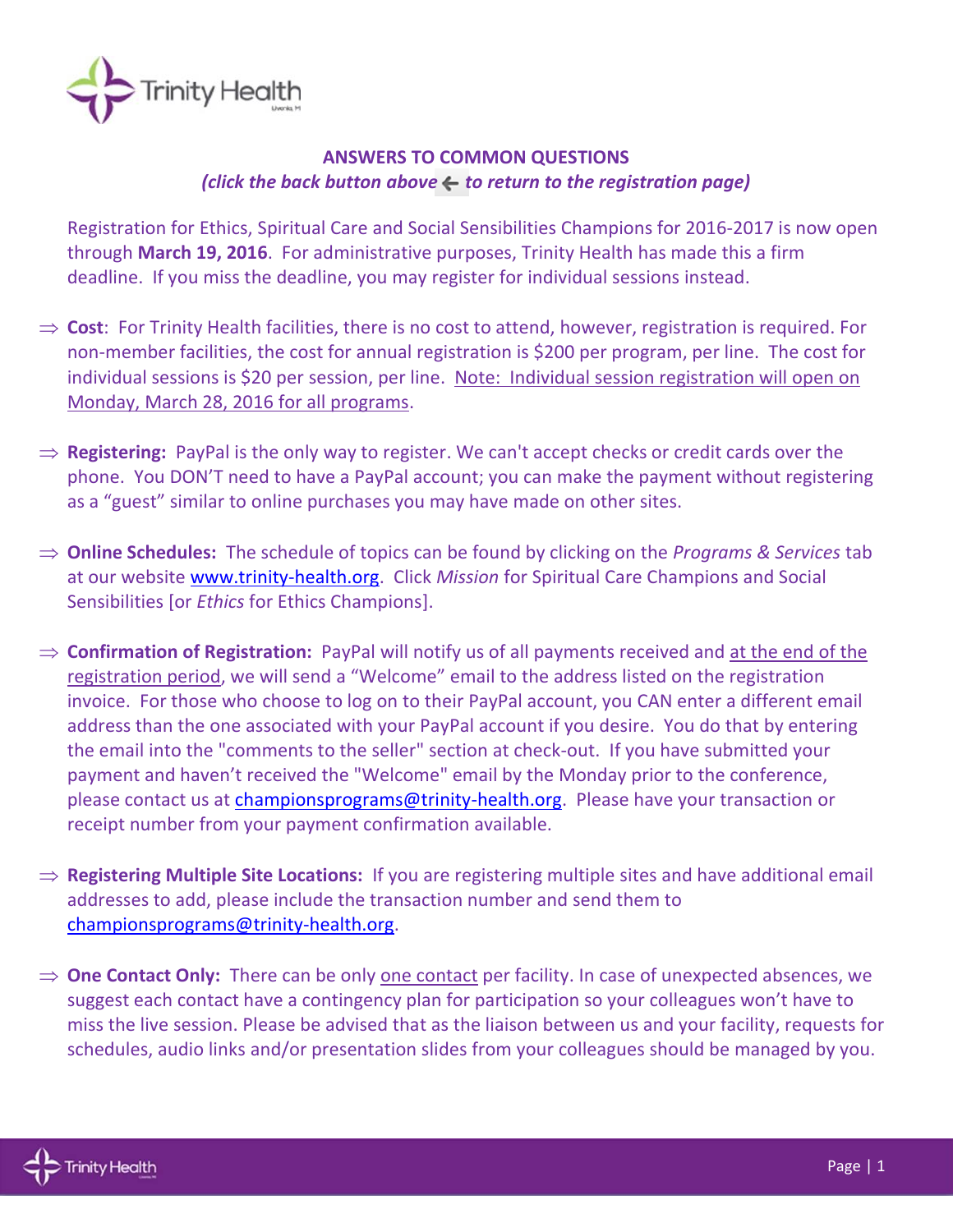## ANSWERS TO COMMON QUESTIONS

*(click the back button above ← to return to the registration page)*

Registration for Ethics, Spiritual Care and Social Sensibilities Champions for 2016-2017 is now open through **March 19, 2016**. For administrative purposes, Trinity Health has made this a firm deadline. If you miss the deadline, you may register for individual sessions instead.

⇒ **Cost**: For Trinity Health facilities, there is no cost to attend, however, registration is required. For non-member facilities, the cost for annual registration is $200 per program, per line. The cost for individual sessions is $20 per session, per line. Note: Individual session registration will open on Monday, March 28, 2016 for all programs.

⇒ **Registering:** PayPal is the only way to register. We can't accept checks or credit cards over the phone. You DON'T need to have a PayPal account; you can make the payment without registering as a "guest" similar to online purchases you may have made on other sites.

⇒ **Online Schedules:** The schedule of topics can be found by clicking on the *Programs & Services* tab at our website www.trinity-health.org. Click *Mission* for Spiritual Care Champions and Social Sensibilities [or *Ethics* for Ethics Champions].

⇒ **Confirmation of Registration:** PayPal will notify us of all payments received and at the end of the registration period, we will send a "Welcome" email to the address listed on the registration invoice. For those who choose to log on to their PayPal account, you CAN enter a different email address than the one associated with your PayPal account if you desire. You do that by entering the email into the "comments to the seller" section at check-out. If you have submitted your payment and haven't received the "Welcome" email by the Monday prior to the conference, please contact us at championsprograms@trinity-health.org. Please have your transaction or receipt number from your payment confirmation available.

⇒ **Registering Multiple Site Locations:** If you are registering multiple sites and have additional email addresses to add, please include the transaction number and send them to championsprograms@trinity-health.org.

⇒ **One Contact Only:** There can be only one contact per facility. In case of unexpected absences, we suggest each contact have a contingency plan for participation so your colleagues won't have to miss the live session. Please be advised that as the liaison between us and your facility, requests for schedules, audio links and/or presentation slides from your colleagues should be managed by you.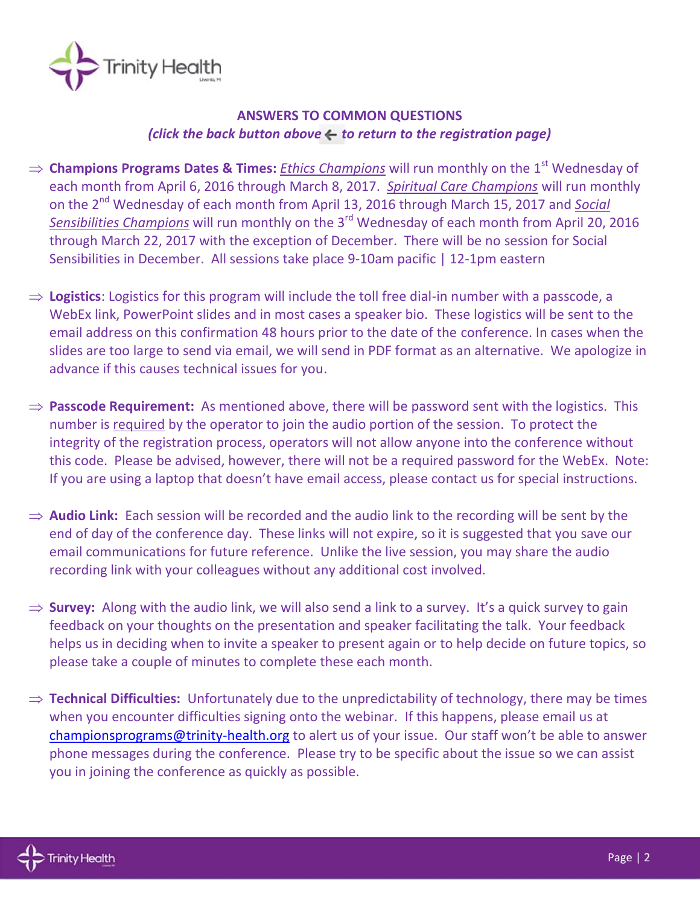## ANSWERS TO COMMON QUESTIONS

***(click the back button above ← to return to the registration page)***

- **Champions Programs Dates & Times:** *Ethics Champions* will run monthly on the 1st Wednesday of each month from April 6, 2016 through March 8, 2017. *Spiritual Care Champions* will run monthly on the 2nd Wednesday of each month from April 13, 2016 through March 15, 2017 and *Social Sensibilities Champions* will run monthly on the 3rd Wednesday of each month from April 20, 2016 through March 22, 2017 with the exception of December. There will be no session for Social Sensibilities in December. All sessions take place 9-10am pacific | 12-1pm eastern

- **Logistics**: Logistics for this program will include the toll free dial-in number with a passcode, a WebEx link, PowerPoint slides and in most cases a speaker bio. These logistics will be sent to the email address on this confirmation 48 hours prior to the date of the conference. In cases when the slides are too large to send via email, we will send in PDF format as an alternative. We apologize in advance if this causes technical issues for you.

- **Passcode Requirement:** As mentioned above, there will be password sent with the logistics. This number is required by the operator to join the audio portion of the session. To protect the integrity of the registration process, operators will not allow anyone into the conference without this code. Please be advised, however, there will not be a required password for the WebEx. Note: If you are using a laptop that doesn't have email access, please contact us for special instructions.

- **Audio Link:** Each session will be recorded and the audio link to the recording will be sent by the end of day of the conference day. These links will not expire, so it is suggested that you save our email communications for future reference. Unlike the live session, you may share the audio recording link with your colleagues without any additional cost involved.

- **Survey:** Along with the audio link, we will also send a link to a survey. It's a quick survey to gain feedback on your thoughts on the presentation and speaker facilitating the talk. Your feedback helps us in deciding when to invite a speaker to present again or to help decide on future topics, so please take a couple of minutes to complete these each month.

- **Technical Difficulties:** Unfortunately due to the unpredictability of technology, there may be times when you encounter difficulties signing onto the webinar. If this happens, please email us at championsprograms@trinity-health.org to alert us of your issue. Our staff won't be able to answer phone messages during the conference. Please try to be specific about the issue so we can assist you in joining the conference as quickly as possible.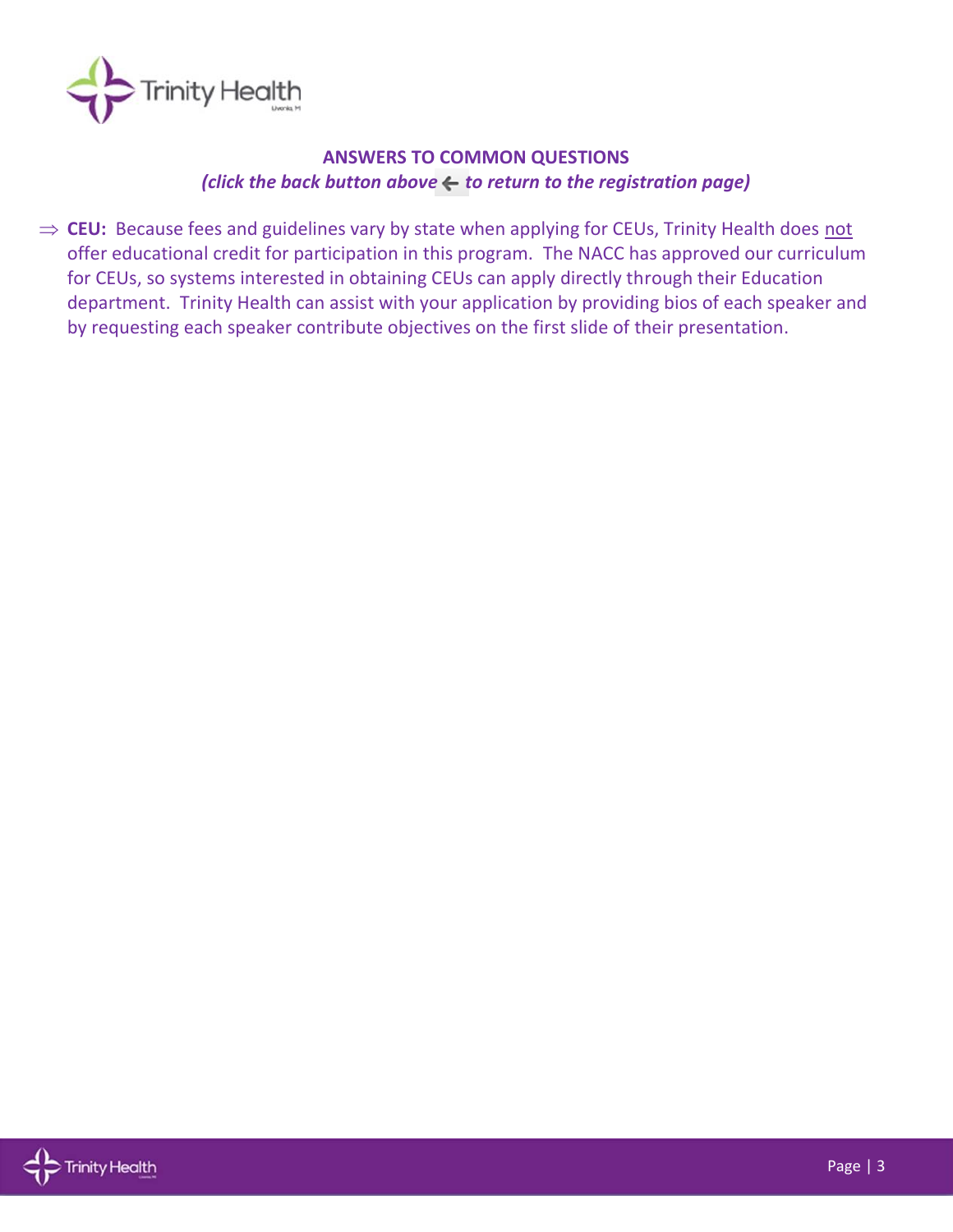## ANSWERS TO COMMON QUESTIONS

***(click the back button above ← to return to the registration page)***

⇒ **CEU:** Because fees and guidelines vary by state when applying for CEUs, Trinity Health does <u>not</u> offer educational credit for participation in this program. The NACC has approved our curriculum for CEUs, so systems interested in obtaining CEUs can apply directly through their Education department. Trinity Health can assist with your application by providing bios of each speaker and by requesting each speaker contribute objectives on the first slide of their presentation.